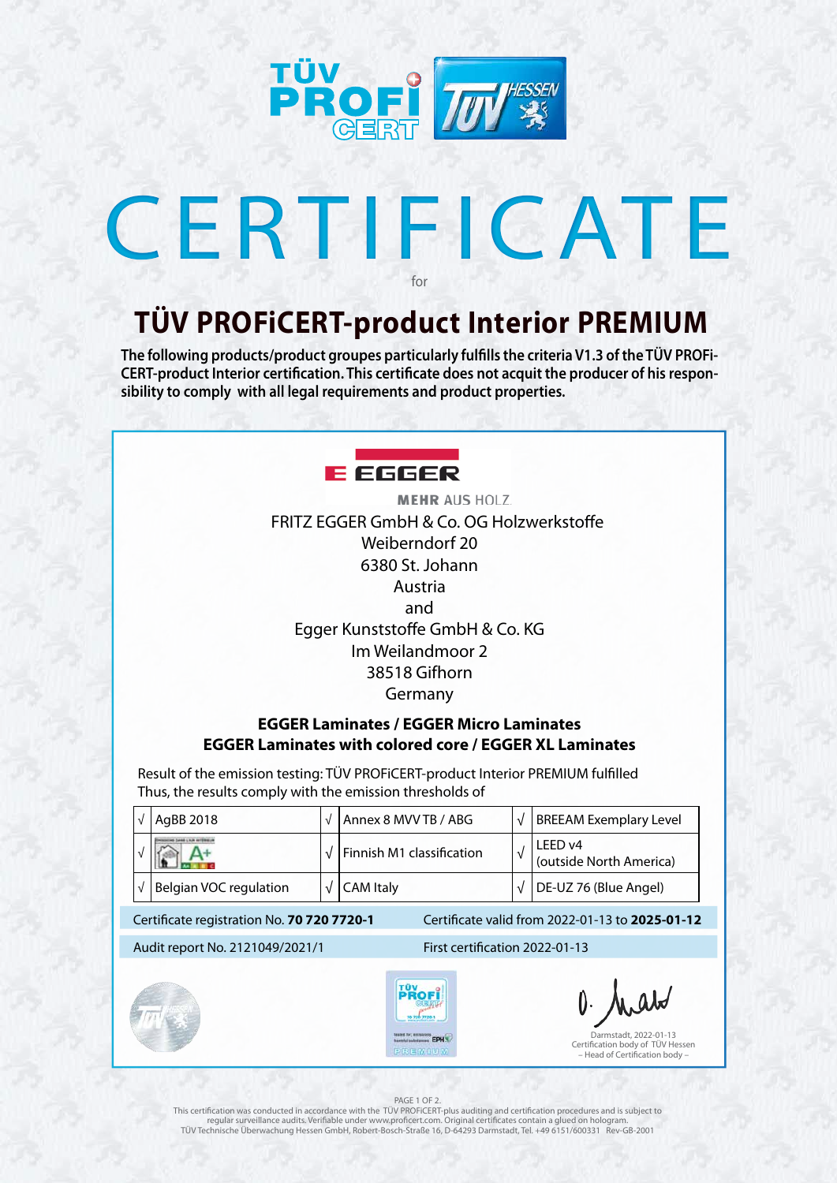# CERTIFICATE

for

## TÜV PROFiCERT-product Interior PREMIUM

**The following products/product groupes particularly fulfills the criteria V1.3 of the TÜV PROFi-CERT-product Interior certification. This certificate does not acquit the producer of his responsibility to comply with all legal requirements and product properties.**

EGGER

MEHR AUS HOLZ.

FRITZ EGGER GmbH & Co. OG Holzwerkstoffe
Weiberndorf 20
6380 St. Johann
Austria
and
Egger Kunststoffe GmbH & Co. KG
Im Weilandmoor 2
38518 Gifhorn
Germany

**EGGER Laminates / EGGER Micro Laminates**
**EGGER Laminates with colored core / EGGER XL Laminates**

Result of the emission testing: TÜV PROFiCERT-product Interior PREMIUM fulfilled
Thus, the results comply with the emission thresholds of

| √ | AgBB 2018 | √ | Annex 8 MVV TB / ABG | √ | BREEAM Exemplary Level |
|---|---|---|---|---|---|
| √ | A+ | √ | Finnish M1 classification | √ | LEED v4 (outside North America) |
| √ | Belgian VOC regulation | √ | CAM Italy | √ | DE-UZ 76 (Blue Angel) |

Certificate registration No. **70 720 7720-1** — Certificate valid from 2022-01-13 to **2025-01-12**

Audit report No. 2121049/2021/1 — First certification 2022-01-13

Darmstadt, 2022-01-13
Certification body of TÜV Hessen
– Head of Certification body –

This certification was conducted in accordance with the TÜV PROFiCERT-plus auditing and certification procedures and is subject to regular surveillance audits. Verifiable under www.proficert.com. Original certificates contain a glued on hologram.
TÜV Technische Überwachung Hessen GmbH, Robert-Bosch-Straße 16, D-64293 Darmstadt, Tel. +49 6151/600331 Rev-GB-2001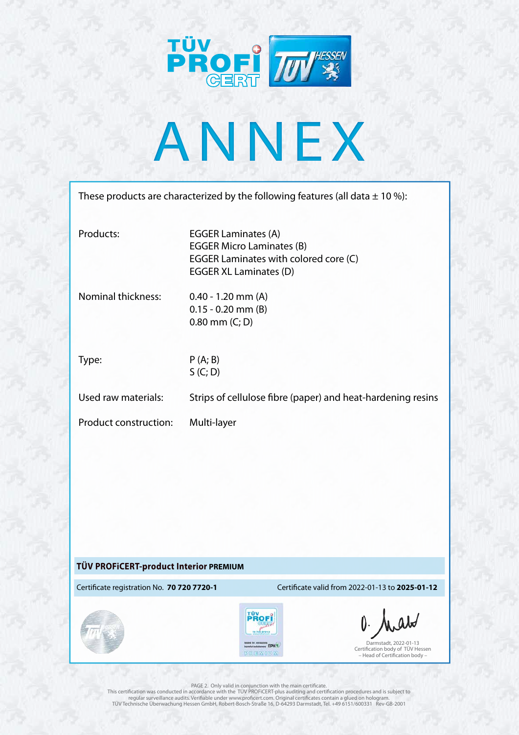# ANNEX

These products are characterized by the following features (all data ± 10 %):

| | |
|---|---|
| Products: | EGGER Laminates (A)<br>EGGER Micro Laminates (B)<br>EGGER Laminates with colored core (C)<br>EGGER XL Laminates (D) |
| Nominal thickness: | 0.40 - 1.20 mm (A)<br>0.15 - 0.20 mm (B)<br>0.80 mm (C; D) |
| Type: | P (A; B)<br>S (C; D) |
| Used raw materials: | Strips of cellulose fibre (paper) and heat-hardening resins |
| Product construction: | Multi-layer |

**TÜV PROFiCERT-product Interior PREMIUM**

Certificate registration No. **70 720 7720-1**

Certificate valid from 2022-01-13 to **2025-01-12**

Darmstadt, 2022-01-13
Certification body of TÜV Hessen
– Head of Certification body –

PAGE 2. Only valid in conjunction with the main certificate.
This certification was conducted in accordance with the TÜV PROFiCERT-plus auditing and certification procedures and is subject to regular surveillance audits. Verifiable under www.proficert.com. Original certificates contain a glued on hologram.
TÜV Technische Überwachung Hessen GmbH, Robert-Bosch-Straße 16, D-64293 Darmstadt, Tel. +49 6151/600331 Rev-GB-2001